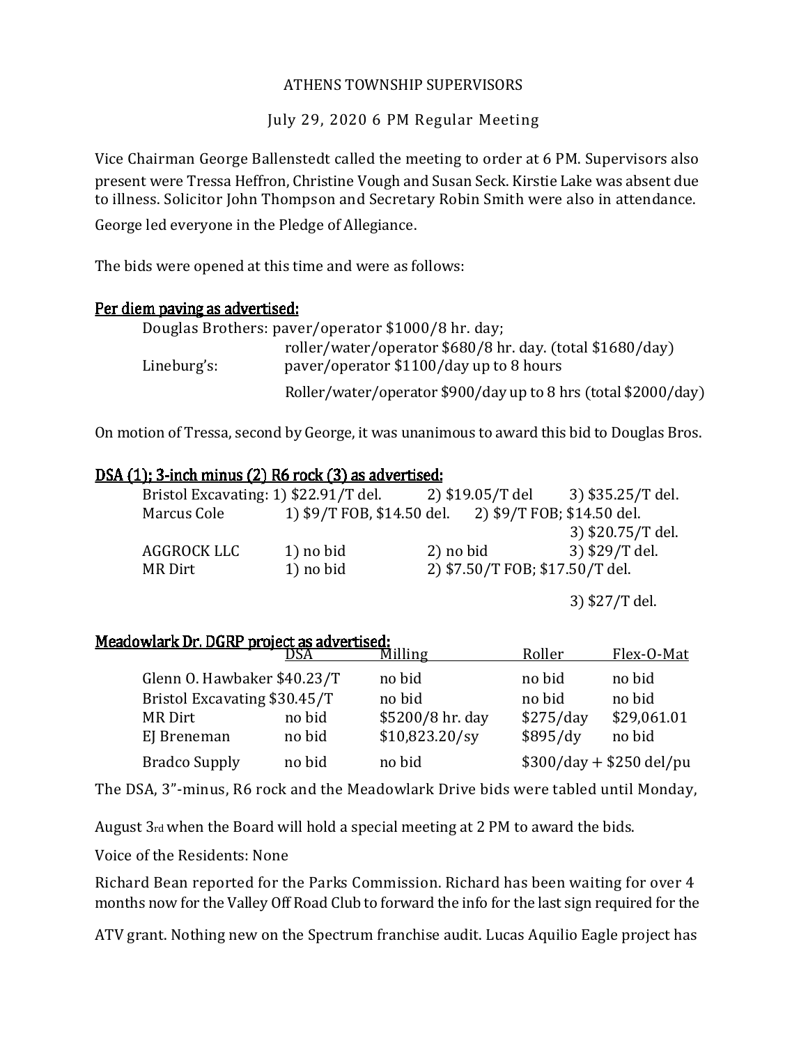ATHENS TOWNSHIP SUPERVISORS

July 29, 2020 6 PM Regular Meeting

Vice Chairman George Ballenstedt called the meeting to order at 6 PM. Supervisors also present were Tressa Heffron, Christine Vough and Susan Seck. Kirstie Lake was absent due to illness. Solicitor John Thompson and Secretary Robin Smith were also in attendance.

George led everyone in the Pledge of Allegiance.

The bids were opened at this time and were as follows:

## Per diem paving as advertised:

Douglas Brothers: paver/operator $1000/8 hr. day;
roller/water/operator $680/8 hr. day. (total $1680/day)

Lineburg's: paver/operator $1100/day up to 8 hours
Roller/water/operator $900/day up to 8 hrs (total $2000/day)

On motion of Tressa, second by George, it was unanimous to award this bid to Douglas Bros.

## DSA (1); 3-inch minus (2) R6 rock (3) as advertised:

| | 1) | 2) | 3) |
|---|---|---|---|
| Bristol Excavating: | 1) $22.91/T del. | 2) $19.05/T del | 3) $35.25/T del. |
| Marcus Cole | 1) $9/T FOB, $14.50 del. | 2) $9/T FOB; $14.50 del. | 3) $20.75/T del. |
| AGGROCK LLC | 1) no bid | 2) no bid | 3) $29/T del. |
| MR Dirt | 1) no bid | 2) $7.50/T FOB; $17.50/T del. | 3) $27/T del. |

## Meadowlark Dr. DGRP project as advertised:

| | DSA | Milling | Roller | Flex-O-Mat |
|---|---|---|---|---|
| Glenn O. Hawbaker | $40.23/T | no bid | no bid | no bid |
| Bristol Excavating | $30.45/T | no bid | no bid | no bid |
| MR Dirt | no bid | $5200/8 hr. day | $275/day | $29,061.01 |
| EJ Breneman | no bid | $10,823.20/sy | $895/dy | no bid |
| Bradco Supply | no bid | no bid | $300/day + $250 del/pu | |

The DSA, 3"-minus, R6 rock and the Meadowlark Drive bids were tabled until Monday, August 3rd when the Board will hold a special meeting at 2 PM to award the bids.

Voice of the Residents: None

Richard Bean reported for the Parks Commission. Richard has been waiting for over 4 months now for the Valley Off Road Club to forward the info for the last sign required for the ATV grant. Nothing new on the Spectrum franchise audit. Lucas Aquilio Eagle project has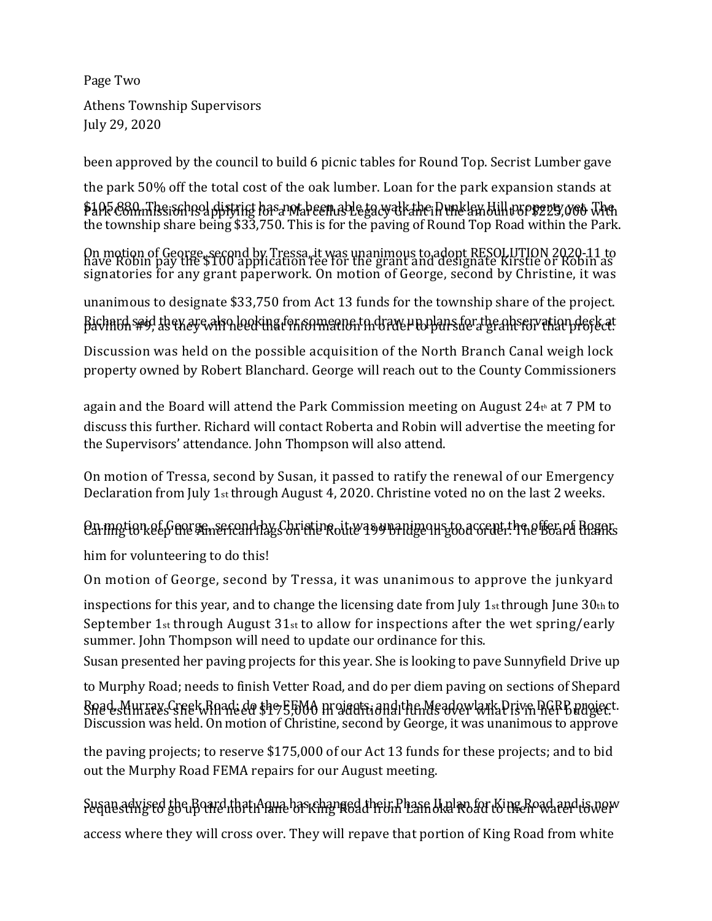been approved by the council to build 6 picnic tables for Round Top. Secrist Lumber gave the park 50% off the total cost of the oak lumber. Loan for the park expansion stands at $105,880. The school district has not been able to walk the Dunkley Hill property yet. The Park Commission is applying for a Marcellus Legacy Grant in the amount of $225,000 with the township share being $33,750. This is for the paving of Round Top Road within the Park. On motion of George, second by Tressa, it was unanimous to adopt RESOLUTION 2020-11 to have Robin pay the $100 application fee for the grant and designate Kirstie or Robin as signatories for any grant paperwork. On motion of George, second by Christine, it was unanimous to designate $33,750 from Act 13 funds for the township share of the project. Richard said they are also looking for someone to draw up plans for the observation deck at pavilion #9, as they will need that information in order to pursue a grant for that project. Discussion was held on the possible acquisition of the North Branch Canal weigh lock property owned by Robert Blanchard. George will reach out to the County Commissioners again and the Board will attend the Park Commission meeting on August 24th at 7 PM to discuss this further. Richard will contact Roberta and Robin will advertise the meeting for the Supervisors' attendance. John Thompson will also attend.

On motion of Tressa, second by Susan, it passed to ratify the renewal of our Emergency Declaration from July 1st through August 4, 2020. Christine voted no on the last 2 weeks.

On motion of George, second by Christine, it was unanimous to accept the offer of Roger Carling to keep the American flags on the Route 199 bridge in good order. The Board thanks him for volunteering to do this!

On motion of George, second by Tressa, it was unanimous to approve the junkyard inspections for this year, and to change the licensing date from July 1st through June 30th to September 1st through August 31st to allow for inspections after the wet spring/early summer. John Thompson will need to update our ordinance for this.

Susan presented her paving projects for this year. She is looking to pave Sunnyfield Drive up to Murphy Road; needs to finish Vetter Road, and do per diem paving on sections of Shepard Road, Murray Creek Road; do the FEMA projects; and the Meadowlark Drive DGRP project. She estimates she will need $175,000 in additional funds over what is in her budget. Discussion was held. On motion of Christine, second by George, it was unanimous to approve the paving projects; to reserve $175,000 of our Act 13 funds for these projects; and to bid out the Murphy Road FEMA repairs for our August meeting.

Susan advised the Board that Aqua has changed their Phase II plan for King Road and is now requesting to go up the north lane of King Road from Lamoka Road to their water tower access where they will cross over. They will repave that portion of King Road from white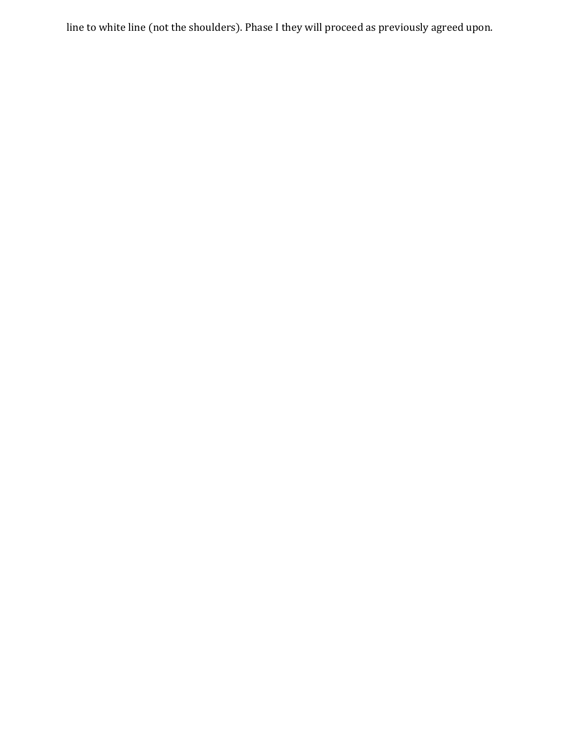line to white line (not the shoulders). Phase I they will proceed as previously agreed upon.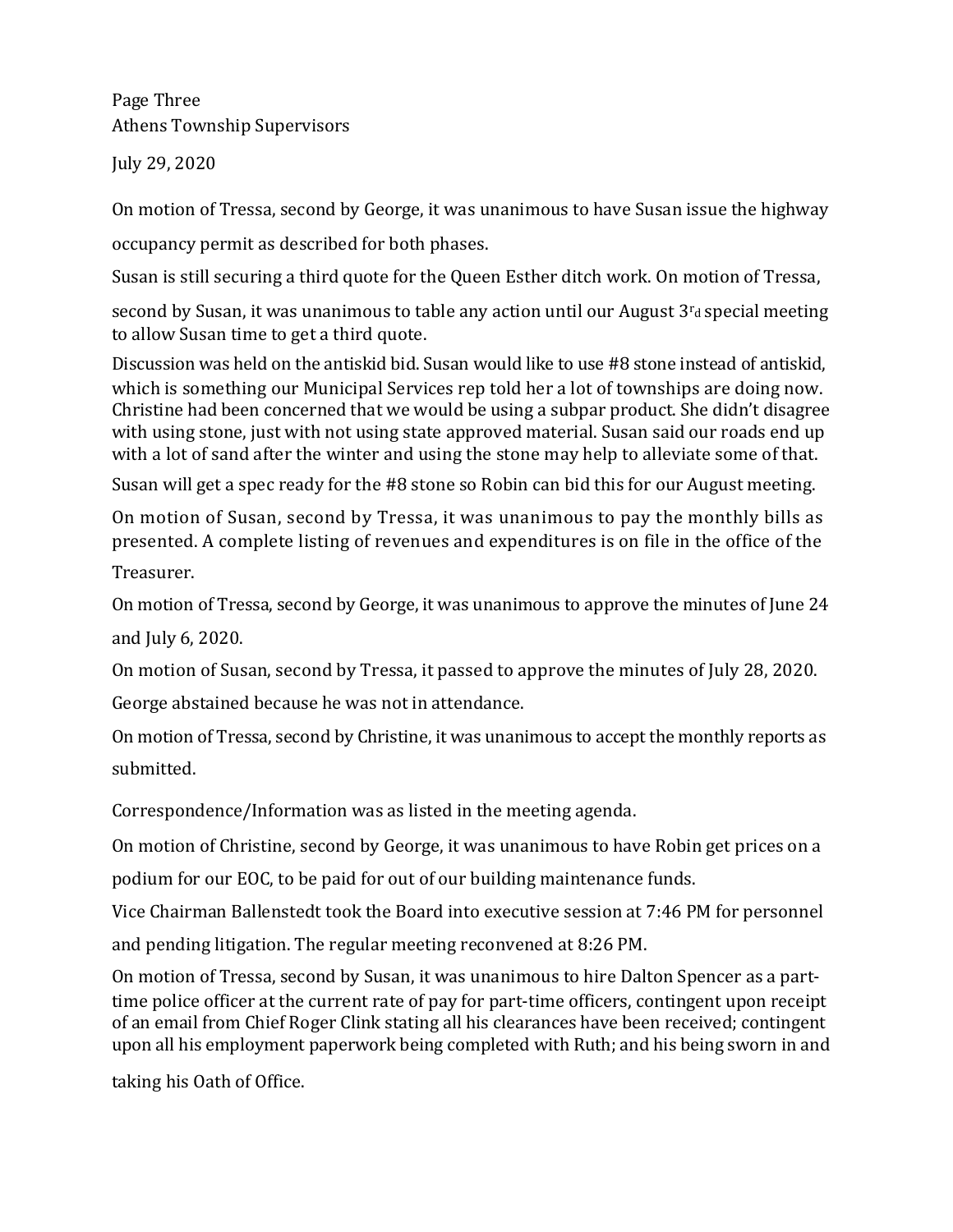Page Three
Athens Township Supervisors

July 29, 2020

On motion of Tressa, second by George, it was unanimous to have Susan issue the highway occupancy permit as described for both phases.

Susan is still securing a third quote for the Queen Esther ditch work. On motion of Tressa, second by Susan, it was unanimous to table any action until our August 3rd special meeting to allow Susan time to get a third quote.

Discussion was held on the antiskid bid. Susan would like to use #8 stone instead of antiskid, which is something our Municipal Services rep told her a lot of townships are doing now. Christine had been concerned that we would be using a subpar product. She didn't disagree with using stone, just with not using state approved material. Susan said our roads end up with a lot of sand after the winter and using the stone may help to alleviate some of that.

Susan will get a spec ready for the #8 stone so Robin can bid this for our August meeting.

On motion of Susan, second by Tressa, it was unanimous to pay the monthly bills as presented. A complete listing of revenues and expenditures is on file in the office of the Treasurer.

On motion of Tressa, second by George, it was unanimous to approve the minutes of June 24 and July 6, 2020.

On motion of Susan, second by Tressa, it passed to approve the minutes of July 28, 2020.

George abstained because he was not in attendance.

On motion of Tressa, second by Christine, it was unanimous to accept the monthly reports as submitted.

Correspondence/Information was as listed in the meeting agenda.

On motion of Christine, second by George, it was unanimous to have Robin get prices on a podium for our EOC, to be paid for out of our building maintenance funds.

Vice Chairman Ballenstedt took the Board into executive session at 7:46 PM for personnel and pending litigation. The regular meeting reconvened at 8:26 PM.

On motion of Tressa, second by Susan, it was unanimous to hire Dalton Spencer as a part-time police officer at the current rate of pay for part-time officers, contingent upon receipt of an email from Chief Roger Clink stating all his clearances have been received; contingent upon all his employment paperwork being completed with Ruth; and his being sworn in and taking his Oath of Office.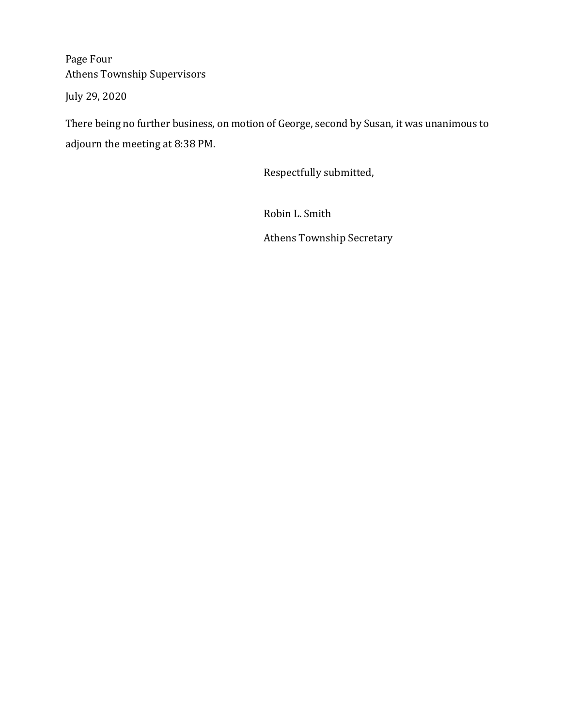There being no further business, on motion of George, second by Susan, it was unanimous to adjourn the meeting at 8:38 PM.

Respectfully submitted,

Robin L. Smith

Athens Township Secretary